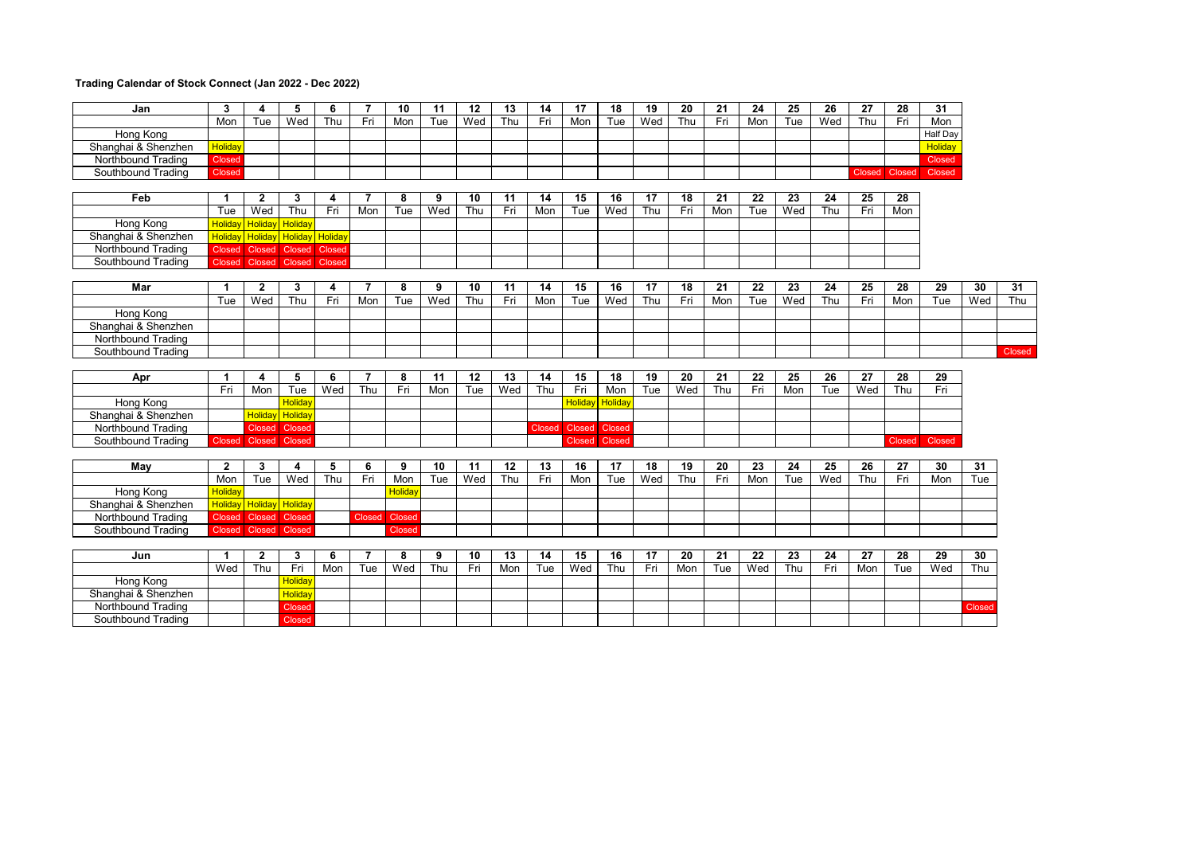**Trading Calendar of Stock Connect (Jan 2022 - Dec 2022)**

| Jan | 3 | 4 | 5 | 6 | 7 | 10 | 11 | 12 | 13 | 14 | 17 | 18 | 19 | 20 | 21 | 24 | 25 | 26 | 27 | 28 | 31 |
|---|---|---|---|---|---|---|---|---|---|---|---|---|---|---|---|---|---|---|---|---|---|
| | Mon | Tue | Wed | Thu | Fri | Mon | Tue | Wed | Thu | Fri | Mon | Tue | Wed | Thu | Fri | Mon | Tue | Wed | Thu | Fri | Mon |
| Hong Kong | | | | | | | | | | | | | | | | | | | | | Half Day |
| Shanghai & Shenzhen | Holiday | | | | | | | | | | | | | | | | | | | | Holiday |
| Northbound Trading | Closed | | | | | | | | | | | | | | | | | | | | Closed |
| Southbound Trading | Closed | | | | | | | | | | | | | | | | | | Closed | Closed | Closed |

| Feb | 1 | 2 | 3 | 4 | 7 | 8 | 9 | 10 | 11 | 14 | 15 | 16 | 17 | 18 | 21 | 22 | 23 | 24 | 25 | 28 |
|---|---|---|---|---|---|---|---|---|---|---|---|---|---|---|---|---|---|---|---|---|
| | Tue | Wed | Thu | Fri | Mon | Tue | Wed | Thu | Fri | Mon | Tue | Wed | Thu | Fri | Mon | Tue | Wed | Thu | Fri | Mon |
| Hong Kong | Holiday | Holiday | Holiday | | | | | | | | | | | | | | | | | |
| Shanghai & Shenzhen | Holiday | Holiday | Holiday | Holiday | | | | | | | | | | | | | | | | |
| Northbound Trading | Closed | Closed | Closed | Closed | | | | | | | | | | | | | | | | |
| Southbound Trading | Closed | Closed | Closed | Closed | | | | | | | | | | | | | | | | |

| Mar | 1 | 2 | 3 | 4 | 7 | 8 | 9 | 10 | 11 | 14 | 15 | 16 | 17 | 18 | 21 | 22 | 23 | 24 | 25 | 28 | 29 | 30 | 31 |
|---|---|---|---|---|---|---|---|---|---|---|---|---|---|---|---|---|---|---|---|---|---|---|---|
| | Tue | Wed | Thu | Fri | Mon | Tue | Wed | Thu | Fri | Mon | Tue | Wed | Thu | Fri | Mon | Tue | Wed | Thu | Fri | Mon | Tue | Wed | Thu |
| Hong Kong | | | | | | | | | | | | | | | | | | | | | | | |
| Shanghai & Shenzhen | | | | | | | | | | | | | | | | | | | | | | | |
| Northbound Trading | | | | | | | | | | | | | | | | | | | | | | | |
| Southbound Trading | | | | | | | | | | | | | | | | | | | | | | | Closed |

| Apr | 1 | 4 | 5 | 6 | 7 | 8 | 11 | 12 | 13 | 14 | 15 | 18 | 19 | 20 | 21 | 22 | 25 | 26 | 27 | 28 | 29 |
|---|---|---|---|---|---|---|---|---|---|---|---|---|---|---|---|---|---|---|---|---|---|
| | Fri | Mon | Tue | Wed | Thu | Fri | Mon | Tue | Wed | Thu | Fri | Mon | Tue | Wed | Thu | Fri | Mon | Tue | Wed | Thu | Fri |
| Hong Kong | | | Holiday | | | | | | | | Holiday | Holiday | | | | | | | | | |
| Shanghai & Shenzhen | | Holiday | Holiday | | | | | | | | | | | | | | | | | | |
| Northbound Trading | | Closed | Closed | | | | | | | Closed | Closed | Closed | | | | | | | | | |
| Southbound Trading | Closed | Closed | Closed | | | | | | | | Closed | Closed | | | | | | | | Closed | Closed |

| May | 2 | 3 | 4 | 5 | 6 | 9 | 10 | 11 | 12 | 13 | 16 | 17 | 18 | 19 | 20 | 23 | 24 | 25 | 26 | 27 | 30 | 31 |
|---|---|---|---|---|---|---|---|---|---|---|---|---|---|---|---|---|---|---|---|---|---|---|
| | Mon | Tue | Wed | Thu | Fri | Mon | Tue | Wed | Thu | Fri | Mon | Tue | Wed | Thu | Fri | Mon | Tue | Wed | Thu | Fri | Mon | Tue |
| Hong Kong | Holiday | | | | | Holiday | | | | | | | | | | | | | | | | |
| Shanghai & Shenzhen | Holiday | Holiday | Holiday | | | | | | | | | | | | | | | | | | | |
| Northbound Trading | Closed | Closed | Closed | | Closed | Closed | | | | | | | | | | | | | | | | |
| Southbound Trading | Closed | Closed | Closed | | | Closed | | | | | | | | | | | | | | | | |

| Jun | 1 | 2 | 3 | 6 | 7 | 8 | 9 | 10 | 13 | 14 | 15 | 16 | 17 | 20 | 21 | 22 | 23 | 24 | 27 | 28 | 29 | 30 |
|---|---|---|---|---|---|---|---|---|---|---|---|---|---|---|---|---|---|---|---|---|---|---|
| | Wed | Thu | Fri | Mon | Tue | Wed | Thu | Fri | Mon | Tue | Wed | Thu | Fri | Mon | Tue | Wed | Thu | Fri | Mon | Tue | Wed | Thu |
| Hong Kong | | | Holiday | | | | | | | | | | | | | | | | | | | |
| Shanghai & Shenzhen | | | Holiday | | | | | | | | | | | | | | | | | | | |
| Northbound Trading | | | Closed | | | | | | | | | | | | | | | | | | | Closed |
| Southbound Trading | | | Closed | | | | | | | | | | | | | | | | | | | |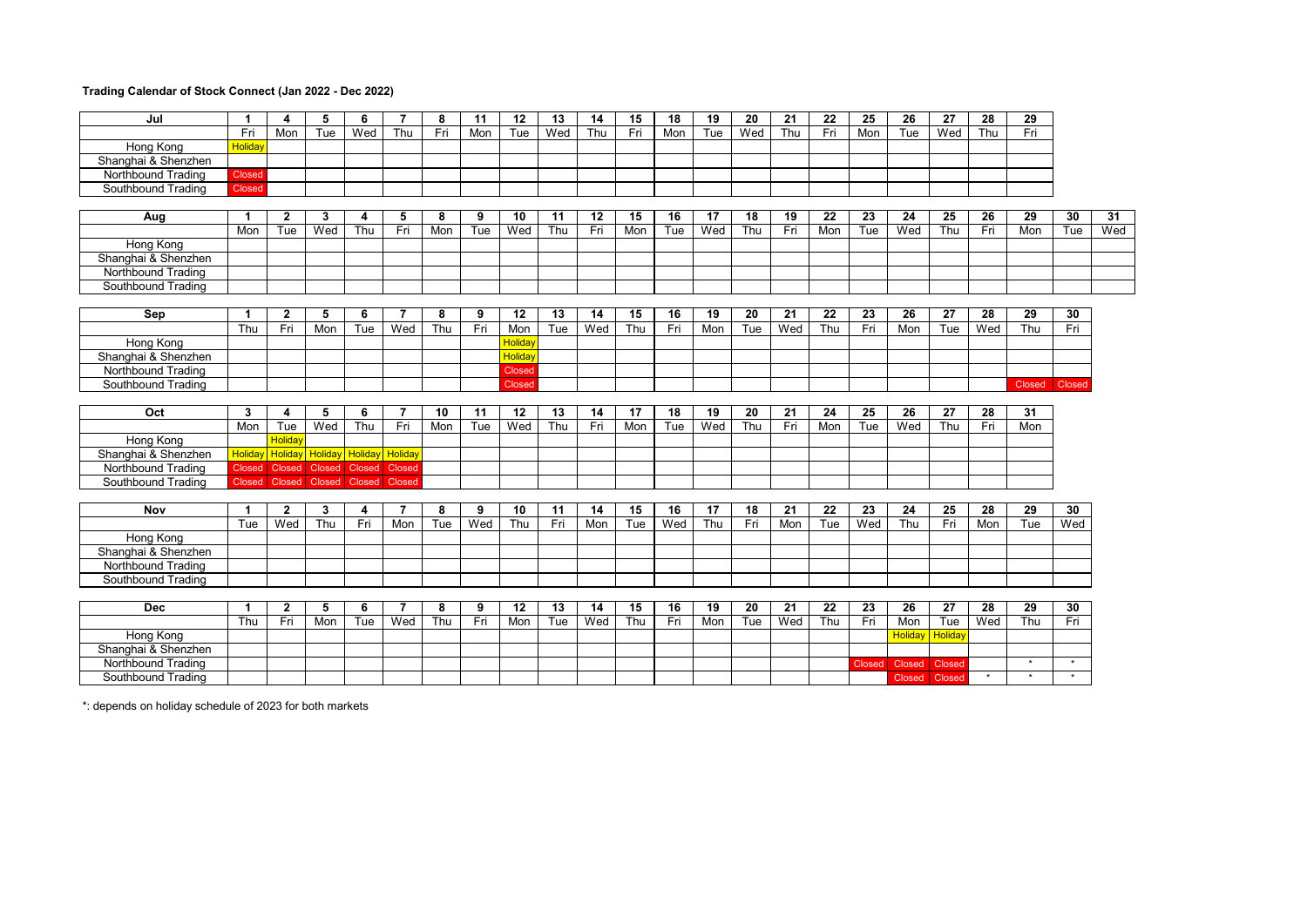## Trading Calendar of Stock Connect (Jan 2022 - Dec 2022)

| Jul | 1 | 4 | 5 | 6 | 7 | 8 | 11 | 12 | 13 | 14 | 15 | 18 | 19 | 20 | 21 | 22 | 25 | 26 | 27 | 28 | 29 |
|---|---|---|---|---|---|---|---|---|---|---|---|---|---|---|---|---|---|---|---|---|---|
| | Fri | Mon | Tue | Wed | Thu | Fri | Mon | Tue | Wed | Thu | Fri | Mon | Tue | Wed | Thu | Fri | Mon | Tue | Wed | Thu | Fri |
| Hong Kong | Holiday | | | | | | | | | | | | | | | | | | | | |
| Shanghai & Shenzhen | | | | | | | | | | | | | | | | | | | | | |
| Northbound Trading | Closed | | | | | | | | | | | | | | | | | | | | |
| Southbound Trading | Closed | | | | | | | | | | | | | | | | | | | | |

| Aug | 1 | 2 | 3 | 4 | 5 | 8 | 9 | 10 | 11 | 12 | 15 | 16 | 17 | 18 | 19 | 22 | 23 | 24 | 25 | 26 | 29 | 30 | 31 |
|---|---|---|---|---|---|---|---|---|---|---|---|---|---|---|---|---|---|---|---|---|---|---|---|
| | Mon | Tue | Wed | Thu | Fri | Mon | Tue | Wed | Thu | Fri | Mon | Tue | Wed | Thu | Fri | Mon | Tue | Wed | Thu | Fri | Mon | Tue | Wed |
| Hong Kong | | | | | | | | | | | | | | | | | | | | | | | |
| Shanghai & Shenzhen | | | | | | | | | | | | | | | | | | | | | | | |
| Northbound Trading | | | | | | | | | | | | | | | | | | | | | | | |
| Southbound Trading | | | | | | | | | | | | | | | | | | | | | | | |

| Sep | 1 | 2 | 5 | 6 | 7 | 8 | 9 | 12 | 13 | 14 | 15 | 16 | 19 | 20 | 21 | 22 | 23 | 26 | 27 | 28 | 29 | 30 |
|---|---|---|---|---|---|---|---|---|---|---|---|---|---|---|---|---|---|---|---|---|---|---|
| | Thu | Fri | Mon | Tue | Wed | Thu | Fri | Mon | Tue | Wed | Thu | Fri | Mon | Tue | Wed | Thu | Fri | Mon | Tue | Wed | Thu | Fri |
| Hong Kong | | | | | | | | Holiday | | | | | | | | | | | | | | |
| Shanghai & Shenzhen | | | | | | | | Holiday | | | | | | | | | | | | | | |
| Northbound Trading | | | | | | | | Closed | | | | | | | | | | | | | | |
| Southbound Trading | | | | | | | | Closed | | | | | | | | | | | | | Closed | Closed |

| Oct | 3 | 4 | 5 | 6 | 7 | 10 | 11 | 12 | 13 | 14 | 17 | 18 | 19 | 20 | 21 | 24 | 25 | 26 | 27 | 28 | 31 |
|---|---|---|---|---|---|---|---|---|---|---|---|---|---|---|---|---|---|---|---|---|---|
| | Mon | Tue | Wed | Thu | Fri | Mon | Tue | Wed | Thu | Fri | Mon | Tue | Wed | Thu | Fri | Mon | Tue | Wed | Thu | Fri | Mon |
| Hong Kong | | Holiday | | | | | | | | | | | | | | | | | | | |
| Shanghai & Shenzhen | Holiday | Holiday | Holiday | Holiday | Holiday | | | | | | | | | | | | | | | | |
| Northbound Trading | Closed | Closed | Closed | Closed | Closed | | | | | | | | | | | | | | | | |
| Southbound Trading | Closed | Closed | Closed | Closed | Closed | | | | | | | | | | | | | | | | |

| Nov | 1 | 2 | 3 | 4 | 7 | 8 | 9 | 10 | 11 | 14 | 15 | 16 | 17 | 18 | 21 | 22 | 23 | 24 | 25 | 28 | 29 | 30 |
|---|---|---|---|---|---|---|---|---|---|---|---|---|---|---|---|---|---|---|---|---|---|---|
| | Tue | Wed | Thu | Fri | Mon | Tue | Wed | Thu | Fri | Mon | Tue | Wed | Thu | Fri | Mon | Tue | Wed | Thu | Fri | Mon | Tue | Wed |
| Hong Kong | | | | | | | | | | | | | | | | | | | | | | |
| Shanghai & Shenzhen | | | | | | | | | | | | | | | | | | | | | | |
| Northbound Trading | | | | | | | | | | | | | | | | | | | | | | |
| Southbound Trading | | | | | | | | | | | | | | | | | | | | | | |

| Dec | 1 | 2 | 5 | 6 | 7 | 8 | 9 | 12 | 13 | 14 | 15 | 16 | 19 | 20 | 21 | 22 | 23 | 26 | 27 | 28 | 29 | 30 |
|---|---|---|---|---|---|---|---|---|---|---|---|---|---|---|---|---|---|---|---|---|---|---|
| | Thu | Fri | Mon | Tue | Wed | Thu | Fri | Mon | Tue | Wed | Thu | Fri | Mon | Tue | Wed | Thu | Fri | Mon | Tue | Wed | Thu | Fri |
| Hong Kong | | | | | | | | | | | | | | | | | | Holiday | Holiday | | | |
| Shanghai & Shenzhen | | | | | | | | | | | | | | | | | | | | | | |
| Northbound Trading | | | | | | | | | | | | | | | | | Closed | Closed | Closed | | * | * |
| Southbound Trading | | | | | | | | | | | | | | | | | | Closed | Closed | * | * | * |

*: depends on holiday schedule of 2023 for both markets